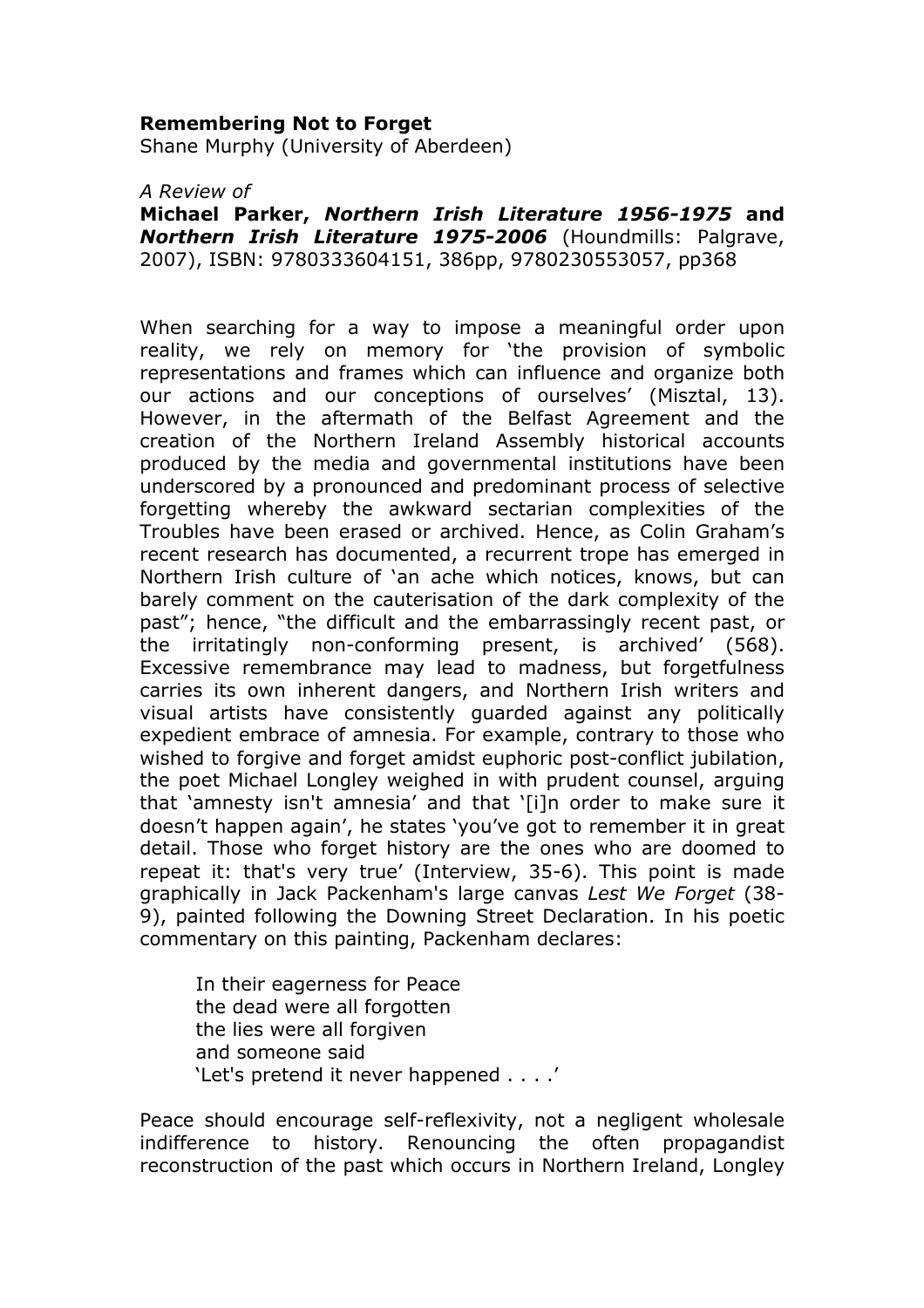**Remembering Not to Forget**
Shane Murphy (University of Aberdeen)

*A Review of*

**Michael Parker, *Northern Irish Literature 1956-1975* and *Northern Irish Literature 1975-2006*** (Houndmills: Palgrave, 2007), ISBN: 9780333604151, 386pp, 9780230553057, pp368

When searching for a way to impose a meaningful order upon reality, we rely on memory for 'the provision of symbolic representations and frames which can influence and organize both our actions and our conceptions of ourselves' (Misztal, 13). However, in the aftermath of the Belfast Agreement and the creation of the Northern Ireland Assembly historical accounts produced by the media and governmental institutions have been underscored by a pronounced and predominant process of selective forgetting whereby the awkward sectarian complexities of the Troubles have been erased or archived. Hence, as Colin Graham's recent research has documented, a recurrent trope has emerged in Northern Irish culture of 'an ache which notices, knows, but can barely comment on the cauterisation of the dark complexity of the past"; hence, "the difficult and the embarrassingly recent past, or the irritatingly non-conforming present, is archived' (568). Excessive remembrance may lead to madness, but forgetfulness carries its own inherent dangers, and Northern Irish writers and visual artists have consistently guarded against any politically expedient embrace of amnesia. For example, contrary to those who wished to forgive and forget amidst euphoric post-conflict jubilation, the poet Michael Longley weighed in with prudent counsel, arguing that 'amnesty isn't amnesia' and that '[i]n order to make sure it doesn't happen again', he states 'you've got to remember it in great detail. Those who forget history are the ones who are doomed to repeat it: that's very true' (Interview, 35-6). This point is made graphically in Jack Packenham's large canvas *Lest We Forget* (38-9), painted following the Downing Street Declaration. In his poetic commentary on this painting, Packenham declares:

> In their eagerness for Peace
> the dead were all forgotten
> the lies were all forgiven
> and someone said
> 'Let's pretend it never happened . . . .'

Peace should encourage self-reflexivity, not a negligent wholesale indifference to history. Renouncing the often propagandist reconstruction of the past which occurs in Northern Ireland, Longley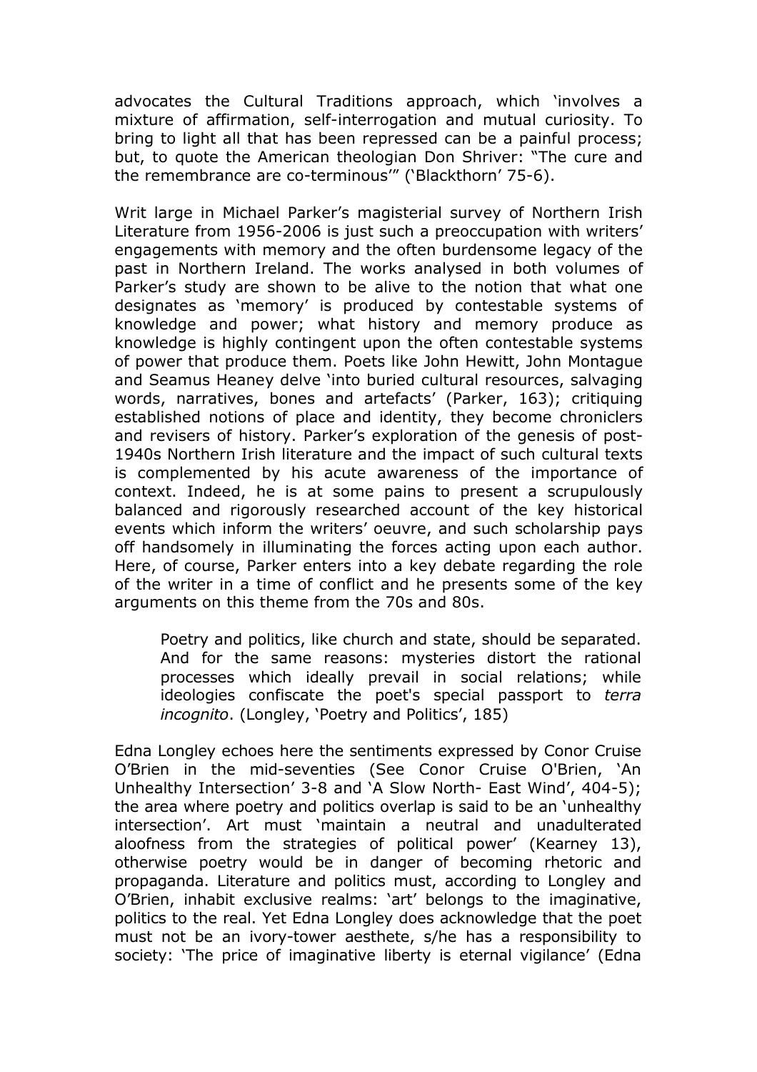advocates the Cultural Traditions approach, which 'involves a mixture of affirmation, self-interrogation and mutual curiosity. To bring to light all that has been repressed can be a painful process; but, to quote the American theologian Don Shriver: "The cure and the remembrance are co-terminous'" ('Blackthorn' 75-6).

Writ large in Michael Parker's magisterial survey of Northern Irish Literature from 1956-2006 is just such a preoccupation with writers' engagements with memory and the often burdensome legacy of the past in Northern Ireland. The works analysed in both volumes of Parker's study are shown to be alive to the notion that what one designates as 'memory' is produced by contestable systems of knowledge and power; what history and memory produce as knowledge is highly contingent upon the often contestable systems of power that produce them. Poets like John Hewitt, John Montague and Seamus Heaney delve 'into buried cultural resources, salvaging words, narratives, bones and artefacts' (Parker, 163); critiquing established notions of place and identity, they become chroniclers and revisers of history. Parker's exploration of the genesis of post-1940s Northern Irish literature and the impact of such cultural texts is complemented by his acute awareness of the importance of context. Indeed, he is at some pains to present a scrupulously balanced and rigorously researched account of the key historical events which inform the writers' oeuvre, and such scholarship pays off handsomely in illuminating the forces acting upon each author. Here, of course, Parker enters into a key debate regarding the role of the writer in a time of conflict and he presents some of the key arguments on this theme from the 70s and 80s.

> Poetry and politics, like church and state, should be separated. And for the same reasons: mysteries distort the rational processes which ideally prevail in social relations; while ideologies confiscate the poet's special passport to *terra incognito*. (Longley, 'Poetry and Politics', 185)

Edna Longley echoes here the sentiments expressed by Conor Cruise O'Brien in the mid-seventies (See Conor Cruise O'Brien, 'An Unhealthy Intersection' 3-8 and 'A Slow North- East Wind', 404-5); the area where poetry and politics overlap is said to be an 'unhealthy intersection'. Art must 'maintain a neutral and unadulterated aloofness from the strategies of political power' (Kearney 13), otherwise poetry would be in danger of becoming rhetoric and propaganda. Literature and politics must, according to Longley and O'Brien, inhabit exclusive realms: 'art' belongs to the imaginative, politics to the real. Yet Edna Longley does acknowledge that the poet must not be an ivory-tower aesthete, s/he has a responsibility to society: 'The price of imaginative liberty is eternal vigilance' (Edna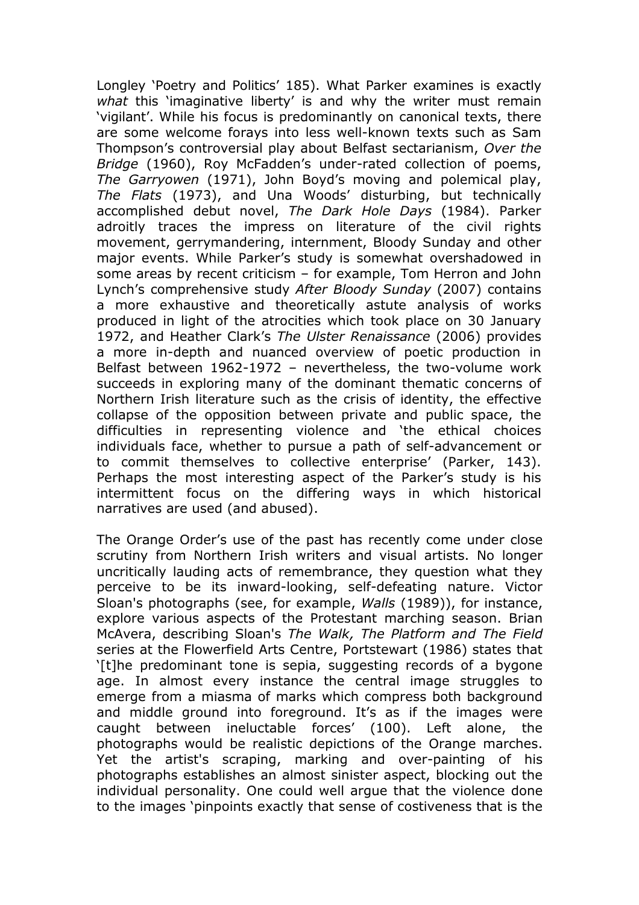Longley 'Poetry and Politics' 185). What Parker examines is exactly *what* this 'imaginative liberty' is and why the writer must remain 'vigilant'. While his focus is predominantly on canonical texts, there are some welcome forays into less well-known texts such as Sam Thompson's controversial play about Belfast sectarianism, *Over the Bridge* (1960), Roy McFadden's under-rated collection of poems, *The Garryowen* (1971), John Boyd's moving and polemical play, *The Flats* (1973), and Una Woods' disturbing, but technically accomplished debut novel, *The Dark Hole Days* (1984). Parker adroitly traces the impress on literature of the civil rights movement, gerrymandering, internment, Bloody Sunday and other major events. While Parker's study is somewhat overshadowed in some areas by recent criticism – for example, Tom Herron and John Lynch's comprehensive study *After Bloody Sunday* (2007) contains a more exhaustive and theoretically astute analysis of works produced in light of the atrocities which took place on 30 January 1972, and Heather Clark's *The Ulster Renaissance* (2006) provides a more in-depth and nuanced overview of poetic production in Belfast between 1962-1972 – nevertheless, the two-volume work succeeds in exploring many of the dominant thematic concerns of Northern Irish literature such as the crisis of identity, the effective collapse of the opposition between private and public space, the difficulties in representing violence and 'the ethical choices individuals face, whether to pursue a path of self-advancement or to commit themselves to collective enterprise' (Parker, 143). Perhaps the most interesting aspect of the Parker's study is his intermittent focus on the differing ways in which historical narratives are used (and abused).

The Orange Order's use of the past has recently come under close scrutiny from Northern Irish writers and visual artists. No longer uncritically lauding acts of remembrance, they question what they perceive to be its inward-looking, self-defeating nature. Victor Sloan's photographs (see, for example, *Walls* (1989)), for instance, explore various aspects of the Protestant marching season. Brian McAvera, describing Sloan's *The Walk, The Platform and The Field* series at the Flowerfield Arts Centre, Portstewart (1986) states that '[t]he predominant tone is sepia, suggesting records of a bygone age. In almost every instance the central image struggles to emerge from a miasma of marks which compress both background and middle ground into foreground. It's as if the images were caught between ineluctable forces' (100). Left alone, the photographs would be realistic depictions of the Orange marches. Yet the artist's scraping, marking and over-painting of his photographs establishes an almost sinister aspect, blocking out the individual personality. One could well argue that the violence done to the images 'pinpoints exactly that sense of costiveness that is the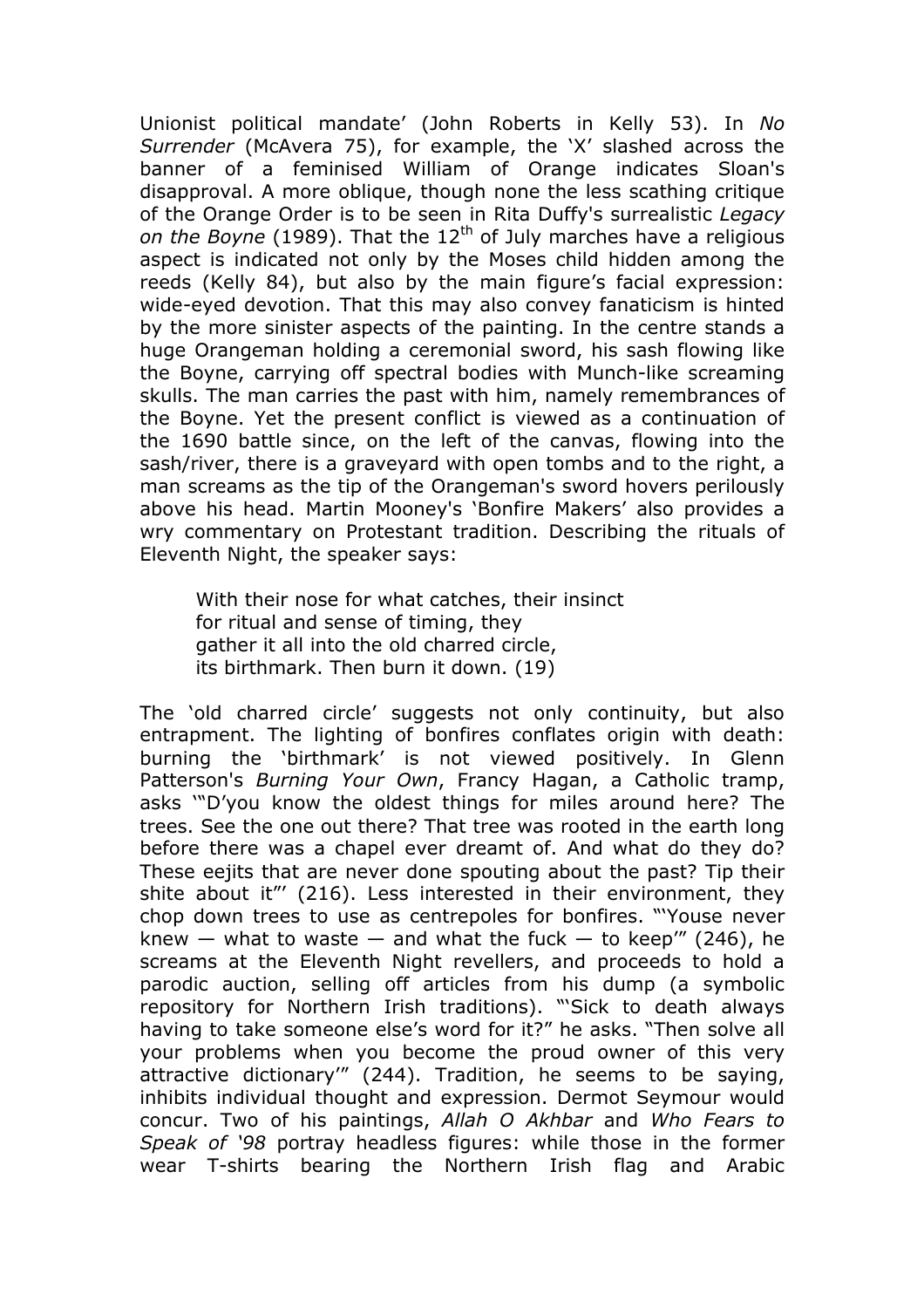Unionist political mandate' (John Roberts in Kelly 53). In *No Surrender* (McAvera 75), for example, the 'X' slashed across the banner of a feminised William of Orange indicates Sloan's disapproval. A more oblique, though none the less scathing critique of the Orange Order is to be seen in Rita Duffy's surrealistic *Legacy on the Boyne* (1989). That the 12th of July marches have a religious aspect is indicated not only by the Moses child hidden among the reeds (Kelly 84), but also by the main figure's facial expression: wide-eyed devotion. That this may also convey fanaticism is hinted by the more sinister aspects of the painting. In the centre stands a huge Orangeman holding a ceremonial sword, his sash flowing like the Boyne, carrying off spectral bodies with Munch-like screaming skulls. The man carries the past with him, namely remembrances of the Boyne. Yet the present conflict is viewed as a continuation of the 1690 battle since, on the left of the canvas, flowing into the sash/river, there is a graveyard with open tombs and to the right, a man screams as the tip of the Orangeman's sword hovers perilously above his head. Martin Mooney's 'Bonfire Makers' also provides a wry commentary on Protestant tradition. Describing the rituals of Eleventh Night, the speaker says:

> With their nose for what catches, their insinct
> for ritual and sense of timing, they
> gather it all into the old charred circle,
> its birthmark. Then burn it down. (19)

The 'old charred circle' suggests not only continuity, but also entrapment. The lighting of bonfires conflates origin with death: burning the 'birthmark' is not viewed positively. In Glenn Patterson's *Burning Your Own*, Francy Hagan, a Catholic tramp, asks '"D'you know the oldest things for miles around here? The trees. See the one out there? That tree was rooted in the earth long before there was a chapel ever dreamt of. And what do they do? These eejits that are never done spouting about the past? Tip their shite about it"' (216). Less interested in their environment, they chop down trees to use as centrepoles for bonfires. "'Youse never knew — what to waste — and what the fuck — to keep'" (246), he screams at the Eleventh Night revellers, and proceeds to hold a parodic auction, selling off articles from his dump (a symbolic repository for Northern Irish traditions). "'Sick to death always having to take someone else's word for it?" he asks. "Then solve all your problems when you become the proud owner of this very attractive dictionary'" (244). Tradition, he seems to be saying, inhibits individual thought and expression. Dermot Seymour would concur. Two of his paintings, *Allah O Akhbar* and *Who Fears to Speak of '98* portray headless figures: while those in the former wear T-shirts bearing the Northern Irish flag and Arabic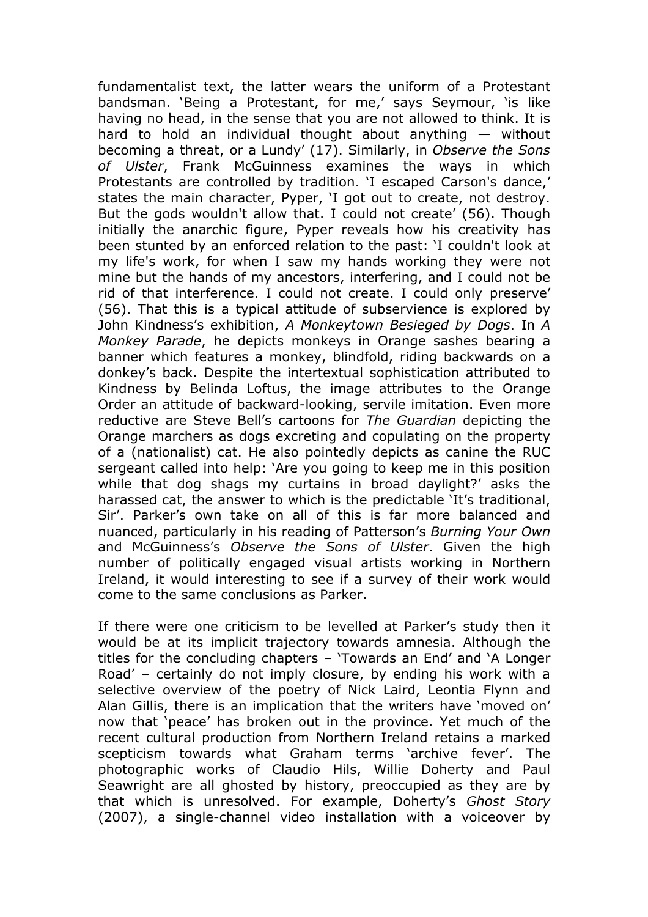fundamentalist text, the latter wears the uniform of a Protestant bandsman. 'Being a Protestant, for me,' says Seymour, 'is like having no head, in the sense that you are not allowed to think. It is hard to hold an individual thought about anything — without becoming a threat, or a Lundy' (17). Similarly, in *Observe the Sons of Ulster*, Frank McGuinness examines the ways in which Protestants are controlled by tradition. 'I escaped Carson's dance,' states the main character, Pyper, 'I got out to create, not destroy. But the gods wouldn't allow that. I could not create' (56). Though initially the anarchic figure, Pyper reveals how his creativity has been stunted by an enforced relation to the past: 'I couldn't look at my life's work, for when I saw my hands working they were not mine but the hands of my ancestors, interfering, and I could not be rid of that interference. I could not create. I could only preserve' (56). That this is a typical attitude of subservience is explored by John Kindness's exhibition, *A Monkeytown Besieged by Dogs*. In *A Monkey Parade*, he depicts monkeys in Orange sashes bearing a banner which features a monkey, blindfold, riding backwards on a donkey's back. Despite the intertextual sophistication attributed to Kindness by Belinda Loftus, the image attributes to the Orange Order an attitude of backward-looking, servile imitation. Even more reductive are Steve Bell's cartoons for *The Guardian* depicting the Orange marchers as dogs excreting and copulating on the property of a (nationalist) cat. He also pointedly depicts as canine the RUC sergeant called into help: 'Are you going to keep me in this position while that dog shags my curtains in broad daylight?' asks the harassed cat, the answer to which is the predictable 'It's traditional, Sir'. Parker's own take on all of this is far more balanced and nuanced, particularly in his reading of Patterson's *Burning Your Own* and McGuinness's *Observe the Sons of Ulster*. Given the high number of politically engaged visual artists working in Northern Ireland, it would interesting to see if a survey of their work would come to the same conclusions as Parker.

If there were one criticism to be levelled at Parker's study then it would be at its implicit trajectory towards amnesia. Although the titles for the concluding chapters – 'Towards an End' and 'A Longer Road' – certainly do not imply closure, by ending his work with a selective overview of the poetry of Nick Laird, Leontia Flynn and Alan Gillis, there is an implication that the writers have 'moved on' now that 'peace' has broken out in the province. Yet much of the recent cultural production from Northern Ireland retains a marked scepticism towards what Graham terms 'archive fever'. The photographic works of Claudio Hils, Willie Doherty and Paul Seawright are all ghosted by history, preoccupied as they are by that which is unresolved. For example, Doherty's *Ghost Story* (2007), a single-channel video installation with a voiceover by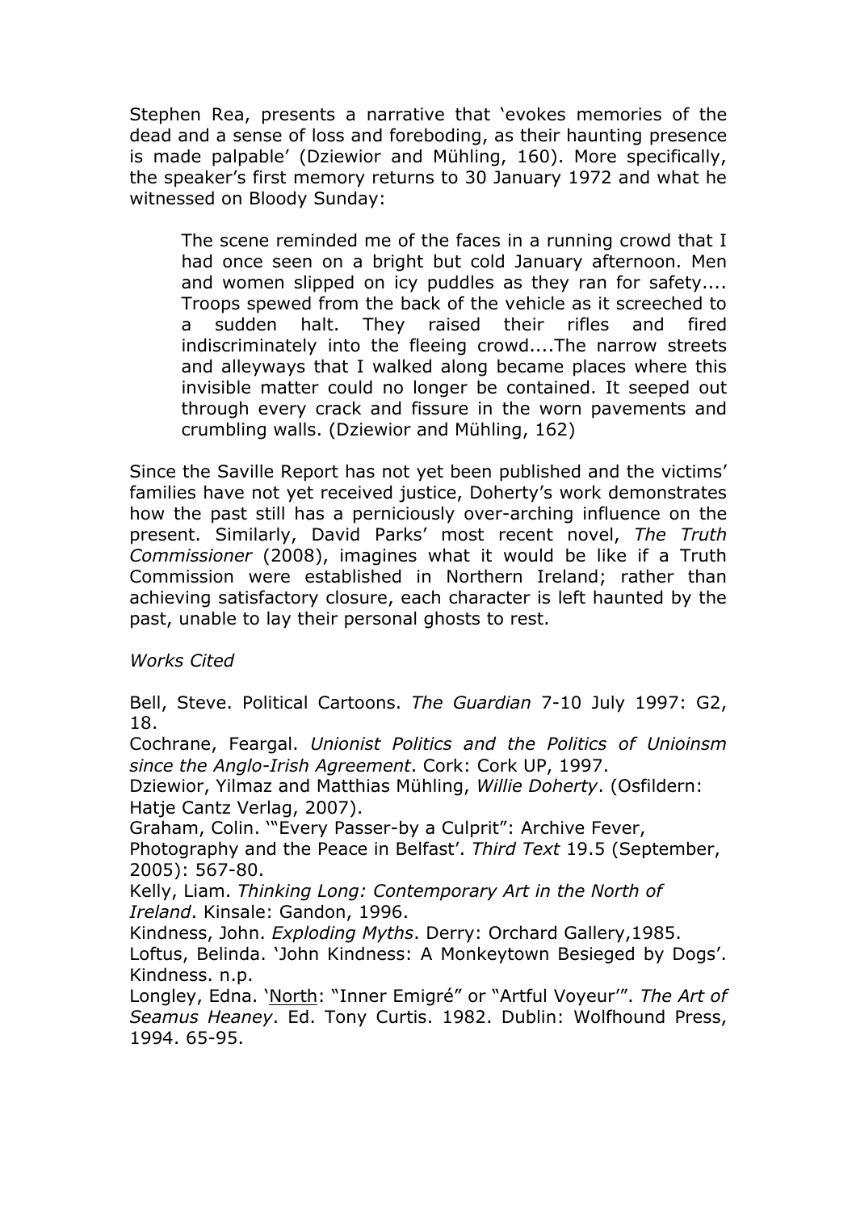Stephen Rea, presents a narrative that 'evokes memories of the dead and a sense of loss and foreboding, as their haunting presence is made palpable' (Dziewior and Mühling, 160). More specifically, the speaker's first memory returns to 30 January 1972 and what he witnessed on Bloody Sunday:

> The scene reminded me of the faces in a running crowd that I had once seen on a bright but cold January afternoon. Men and women slipped on icy puddles as they ran for safety.... Troops spewed from the back of the vehicle as it screeched to a sudden halt. They raised their rifles and fired indiscriminately into the fleeing crowd....The narrow streets and alleyways that I walked along became places where this invisible matter could no longer be contained. It seeped out through every crack and fissure in the worn pavements and crumbling walls. (Dziewior and Mühling, 162)

Since the Saville Report has not yet been published and the victims' families have not yet received justice, Doherty's work demonstrates how the past still has a perniciously over-arching influence on the present. Similarly, David Parks' most recent novel, *The Truth Commissioner* (2008), imagines what it would be like if a Truth Commission were established in Northern Ireland; rather than achieving satisfactory closure, each character is left haunted by the past, unable to lay their personal ghosts to rest.

*Works Cited*

Bell, Steve. Political Cartoons. *The Guardian* 7-10 July 1997: G2, 18.

Cochrane, Feargal. *Unionist Politics and the Politics of Unioinsm since the Anglo-Irish Agreement*. Cork: Cork UP, 1997.

Dziewior, Yilmaz and Matthias Mühling, *Willie Doherty*. (Osfildern: Hatje Cantz Verlag, 2007).

Graham, Colin. '"Every Passer-by a Culprit": Archive Fever, Photography and the Peace in Belfast'. *Third Text* 19.5 (September, 2005): 567-80.

Kelly, Liam. *Thinking Long: Contemporary Art in the North of Ireland*. Kinsale: Gandon, 1996.

Kindness, John. *Exploding Myths*. Derry: Orchard Gallery,1985.

Loftus, Belinda. 'John Kindness: A Monkeytown Besieged by Dogs'. Kindness. n.p.

Longley, Edna. 'North: "Inner Emigré" or "Artful Voyeur"'. *The Art of Seamus Heaney*. Ed. Tony Curtis. 1982. Dublin: Wolfhound Press, 1994. 65-95.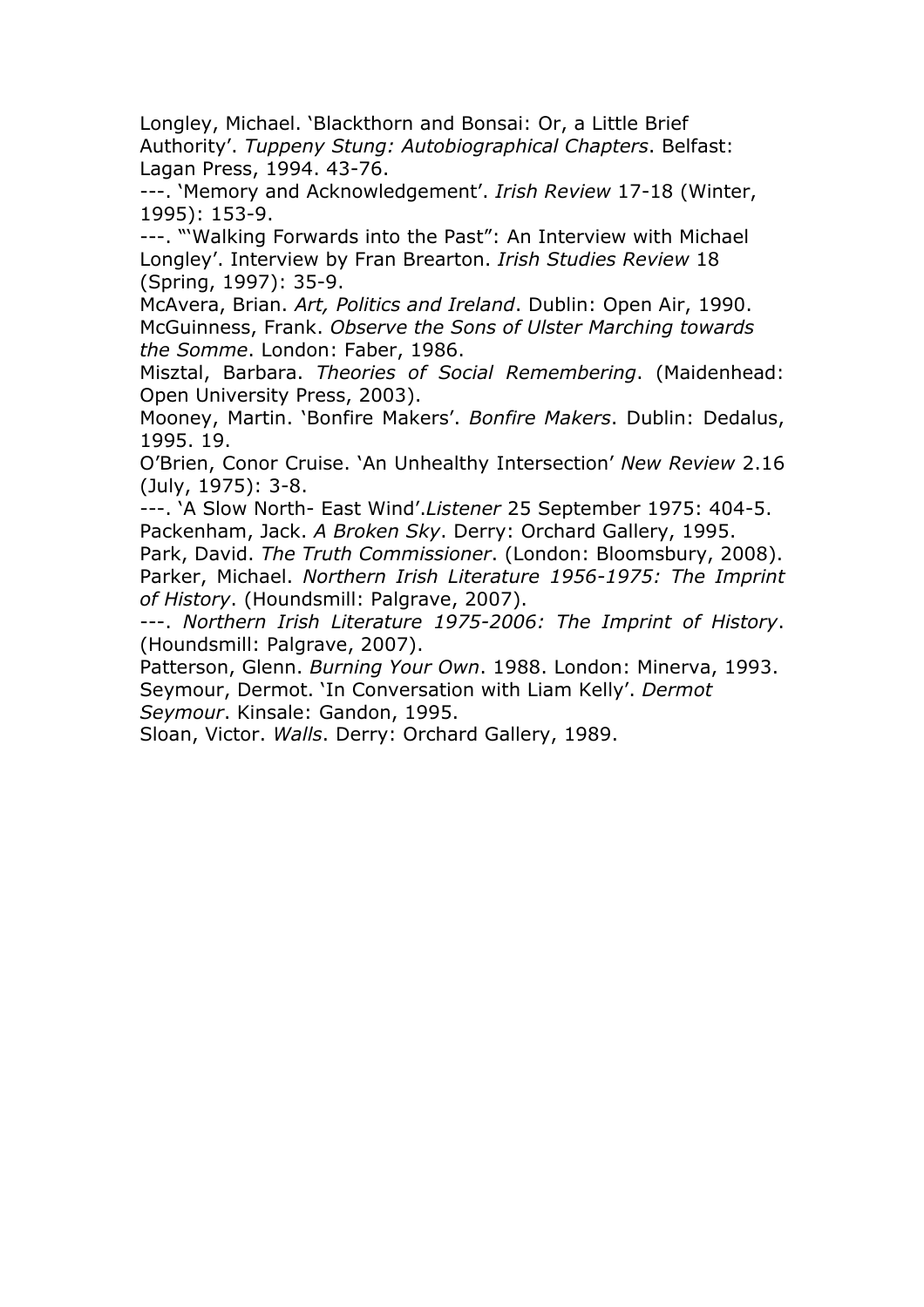Longley, Michael. 'Blackthorn and Bonsai: Or, a Little Brief Authority'. *Tuppeny Stung: Autobiographical Chapters*. Belfast: Lagan Press, 1994. 43-76.

---. 'Memory and Acknowledgement'. *Irish Review* 17-18 (Winter, 1995): 153-9.

---. "'Walking Forwards into the Past": An Interview with Michael Longley'. Interview by Fran Brearton. *Irish Studies Review* 18 (Spring, 1997): 35-9.

McAvera, Brian. *Art, Politics and Ireland*. Dublin: Open Air, 1990.

McGuinness, Frank. *Observe the Sons of Ulster Marching towards the Somme*. London: Faber, 1986.

Misztal, Barbara. *Theories of Social Remembering*. (Maidenhead: Open University Press, 2003).

Mooney, Martin. 'Bonfire Makers'. *Bonfire Makers*. Dublin: Dedalus, 1995. 19.

O'Brien, Conor Cruise. 'An Unhealthy Intersection' *New Review* 2.16 (July, 1975): 3-8.

---. 'A Slow North- East Wind'.*Listener* 25 September 1975: 404-5.

Packenham, Jack. *A Broken Sky*. Derry: Orchard Gallery, 1995.

Park, David. *The Truth Commissioner*. (London: Bloomsbury, 2008).

Parker, Michael. *Northern Irish Literature 1956-1975: The Imprint of History*. (Houndsmill: Palgrave, 2007).

---. *Northern Irish Literature 1975-2006: The Imprint of History*. (Houndsmill: Palgrave, 2007).

Patterson, Glenn. *Burning Your Own*. 1988. London: Minerva, 1993.

Seymour, Dermot. 'In Conversation with Liam Kelly'. *Dermot Seymour*. Kinsale: Gandon, 1995.

Sloan, Victor. *Walls*. Derry: Orchard Gallery, 1989.